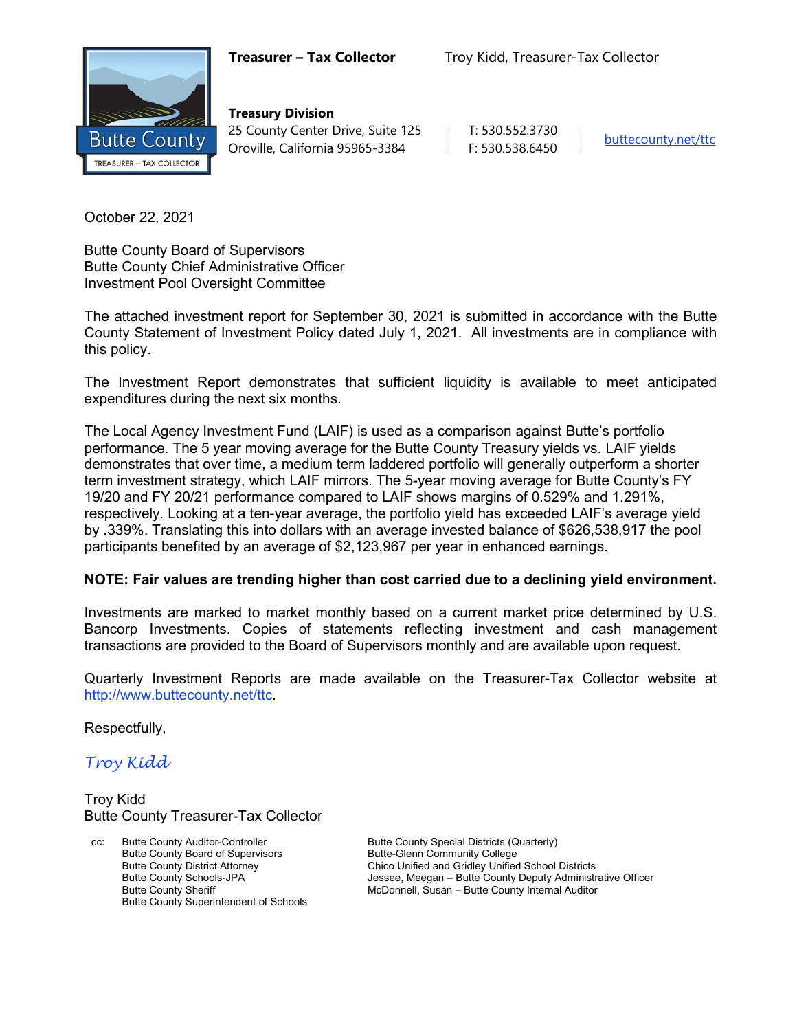**Treasurer – Tax Collector** Troy Kidd, Treasurer-Tax Collector

Butte County
TREASURER – TAX COLLECTOR

**Treasury Division**
25 County Center Drive, Suite 125
Oroville, California 95965-3384

T: 530.552.3730
F: 530.538.6450

buttecounty.net/ttc

October 22, 2021

Butte County Board of Supervisors
Butte County Chief Administrative Officer
Investment Pool Oversight Committee

The attached investment report for September 30, 2021 is submitted in accordance with the Butte County Statement of Investment Policy dated July 1, 2021. All investments are in compliance with this policy.

The Investment Report demonstrates that sufficient liquidity is available to meet anticipated expenditures during the next six months.

The Local Agency Investment Fund (LAIF) is used as a comparison against Butte's portfolio performance. The 5 year moving average for the Butte County Treasury yields vs. LAIF yields demonstrates that over time, a medium term laddered portfolio will generally outperform a shorter term investment strategy, which LAIF mirrors. The 5-year moving average for Butte County's FY 19/20 and FY 20/21 performance compared to LAIF shows margins of 0.529% and 1.291%, respectively. Looking at a ten-year average, the portfolio yield has exceeded LAIF's average yield by .339%. Translating this into dollars with an average invested balance of $626,538,917 the pool participants benefited by an average of $2,123,967 per year in enhanced earnings.

**NOTE: Fair values are trending higher than cost carried due to a declining yield environment.**

Investments are marked to market monthly based on a current market price determined by U.S. Bancorp Investments. Copies of statements reflecting investment and cash management transactions are provided to the Board of Supervisors monthly and are available upon request.

Quarterly Investment Reports are made available on the Treasurer-Tax Collector website at http://www.buttecounty.net/ttc.

Respectfully,

*Troy Kidd*

Troy Kidd
Butte County Treasurer-Tax Collector

cc:
Butte County Auditor-Controller
Butte County Board of Supervisors
Butte County District Attorney
Butte County Schools-JPA
Butte County Sheriff
Butte County Superintendent of Schools
Butte County Special Districts (Quarterly)
Butte-Glenn Community College
Chico Unified and Gridley Unified School Districts
Jessee, Meegan – Butte County Deputy Administrative Officer
McDonnell, Susan – Butte County Internal Auditor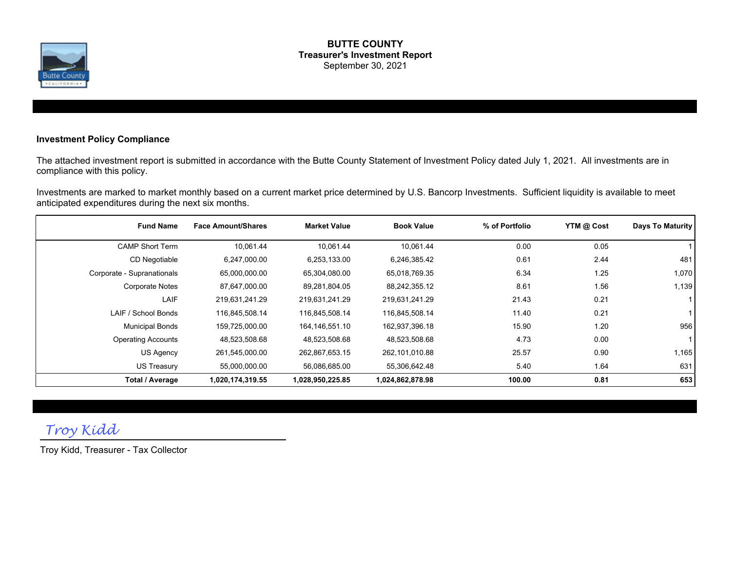# BUTTE COUNTY

## Treasurer's Investment Report

September 30, 2021

### Investment Policy Compliance

The attached investment report is submitted in accordance with the Butte County Statement of Investment Policy dated July 1, 2021. All investments are in compliance with this policy.

Investments are marked to market monthly based on a current market price determined by U.S. Bancorp Investments. Sufficient liquidity is available to meet anticipated expenditures during the next six months.

| Fund Name | Face Amount/Shares | Market Value | Book Value | % of Portfolio | YTM @ Cost | Days To Maturity |
|---|---|---|---|---|---|---|
| CAMP Short Term | 10,061.44 | 10,061.44 | 10,061.44 | 0.00 | 0.05 | 1 |
| CD Negotiable | 6,247,000.00 | 6,253,133.00 | 6,246,385.42 | 0.61 | 2.44 | 481 |
| Corporate - Supranationals | 65,000,000.00 | 65,304,080.00 | 65,018,769.35 | 6.34 | 1.25 | 1,070 |
| Corporate Notes | 87,647,000.00 | 89,281,804.05 | 88,242,355.12 | 8.61 | 1.56 | 1,139 |
| LAIF | 219,631,241.29 | 219,631,241.29 | 219,631,241.29 | 21.43 | 0.21 | 1 |
| LAIF / School Bonds | 116,845,508.14 | 116,845,508.14 | 116,845,508.14 | 11.40 | 0.21 | 1 |
| Municipal Bonds | 159,725,000.00 | 164,146,551.10 | 162,937,396.18 | 15.90 | 1.20 | 956 |
| Operating Accounts | 48,523,508.68 | 48,523,508.68 | 48,523,508.68 | 4.73 | 0.00 | 1 |
| US Agency | 261,545,000.00 | 262,867,653.15 | 262,101,010.88 | 25.57 | 0.90 | 1,165 |
| US Treasury | 55,000,000.00 | 56,086,685.00 | 55,306,642.48 | 5.40 | 1.64 | 631 |
| **Total / Average** | **1,020,174,319.55** | **1,028,950,225.85** | **1,024,862,878.98** | **100.00** | **0.81** | **653** |

*Troy Kidd*

Troy Kidd, Treasurer - Tax Collector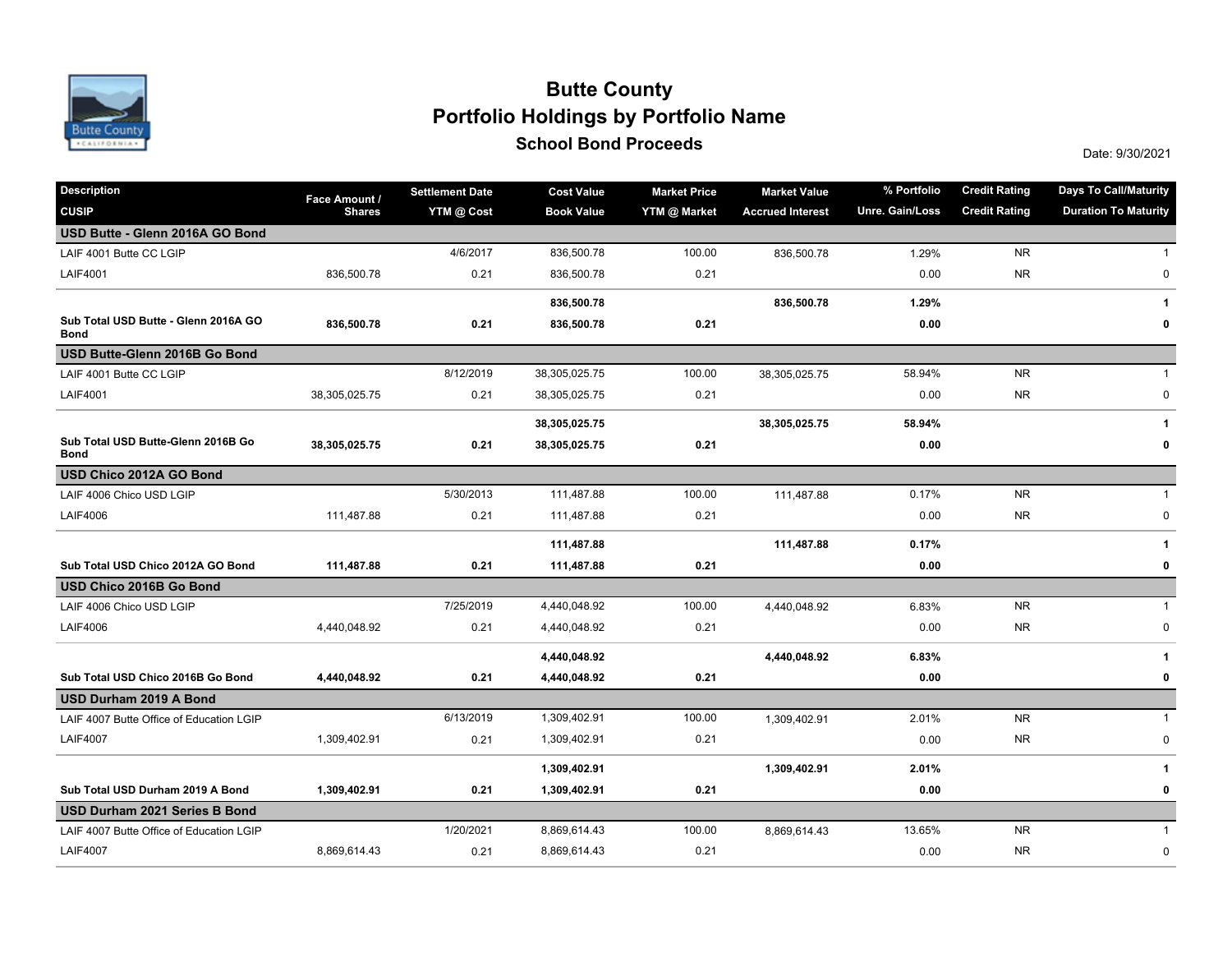# Butte County

## Portfolio Holdings by Portfolio Name

### School Bond Proceeds

Date: 9/30/2021

| Description | Face Amount / | Settlement Date | Cost Value | Market Price | Market Value | % Portfolio | Credit Rating | Days To Call/Maturity |
|---|---|---|---|---|---|---|---|---|
| CUSIP | Shares | YTM @ Cost | Book Value | YTM @ Market | Accrued Interest | Unre. Gain/Loss | Credit Rating | Duration To Maturity |
| **USD Butte - Glenn 2016A GO Bond** | | | | | | | | |
| LAIF 4001 Butte CC LGIP | | 4/6/2017 | 836,500.78 | 100.00 | 836,500.78 | 1.29% | NR | 1 |
| LAIF4001 | 836,500.78 | 0.21 | 836,500.78 | 0.21 | | 0.00 | NR | 0 |
| | | | **836,500.78** | | **836,500.78** | **1.29%** | | **1** |
| **Sub Total USD Butte - Glenn 2016A GO Bond** | **836,500.78** | **0.21** | **836,500.78** | **0.21** | | **0.00** | | **0** |
| **USD Butte-Glenn 2016B Go Bond** | | | | | | | | |
| LAIF 4001 Butte CC LGIP | | 8/12/2019 | 38,305,025.75 | 100.00 | 38,305,025.75 | 58.94% | NR | 1 |
| LAIF4001 | 38,305,025.75 | 0.21 | 38,305,025.75 | 0.21 | | 0.00 | NR | 0 |
| | | | **38,305,025.75** | | **38,305,025.75** | **58.94%** | | **1** |
| **Sub Total USD Butte-Glenn 2016B Go Bond** | **38,305,025.75** | **0.21** | **38,305,025.75** | **0.21** | | **0.00** | | **0** |
| **USD Chico 2012A GO Bond** | | | | | | | | |
| LAIF 4006 Chico USD LGIP | | 5/30/2013 | 111,487.88 | 100.00 | 111,487.88 | 0.17% | NR | 1 |
| LAIF4006 | 111,487.88 | 0.21 | 111,487.88 | 0.21 | | 0.00 | NR | 0 |
| | | | **111,487.88** | | **111,487.88** | **0.17%** | | **1** |
| **Sub Total USD Chico 2012A GO Bond** | **111,487.88** | **0.21** | **111,487.88** | **0.21** | | **0.00** | | **0** |
| **USD Chico 2016B Go Bond** | | | | | | | | |
| LAIF 4006 Chico USD LGIP | | 7/25/2019 | 4,440,048.92 | 100.00 | 4,440,048.92 | 6.83% | NR | 1 |
| LAIF4006 | 4,440,048.92 | 0.21 | 4,440,048.92 | 0.21 | | 0.00 | NR | 0 |
| | | | **4,440,048.92** | | **4,440,048.92** | **6.83%** | | **1** |
| **Sub Total USD Chico 2016B Go Bond** | **4,440,048.92** | **0.21** | **4,440,048.92** | **0.21** | | **0.00** | | **0** |
| **USD Durham 2019 A Bond** | | | | | | | | |
| LAIF 4007 Butte Office of Education LGIP | | 6/13/2019 | 1,309,402.91 | 100.00 | 1,309,402.91 | 2.01% | NR | 1 |
| LAIF4007 | 1,309,402.91 | 0.21 | 1,309,402.91 | 0.21 | | 0.00 | NR | 0 |
| | | | **1,309,402.91** | | **1,309,402.91** | **2.01%** | | **1** |
| **Sub Total USD Durham 2019 A Bond** | **1,309,402.91** | **0.21** | **1,309,402.91** | **0.21** | | **0.00** | | **0** |
| **USD Durham 2021 Series B Bond** | | | | | | | | |
| LAIF 4007 Butte Office of Education LGIP | | 1/20/2021 | 8,869,614.43 | 100.00 | 8,869,614.43 | 13.65% | NR | 1 |
| LAIF4007 | 8,869,614.43 | 0.21 | 8,869,614.43 | 0.21 | | 0.00 | NR | 0 |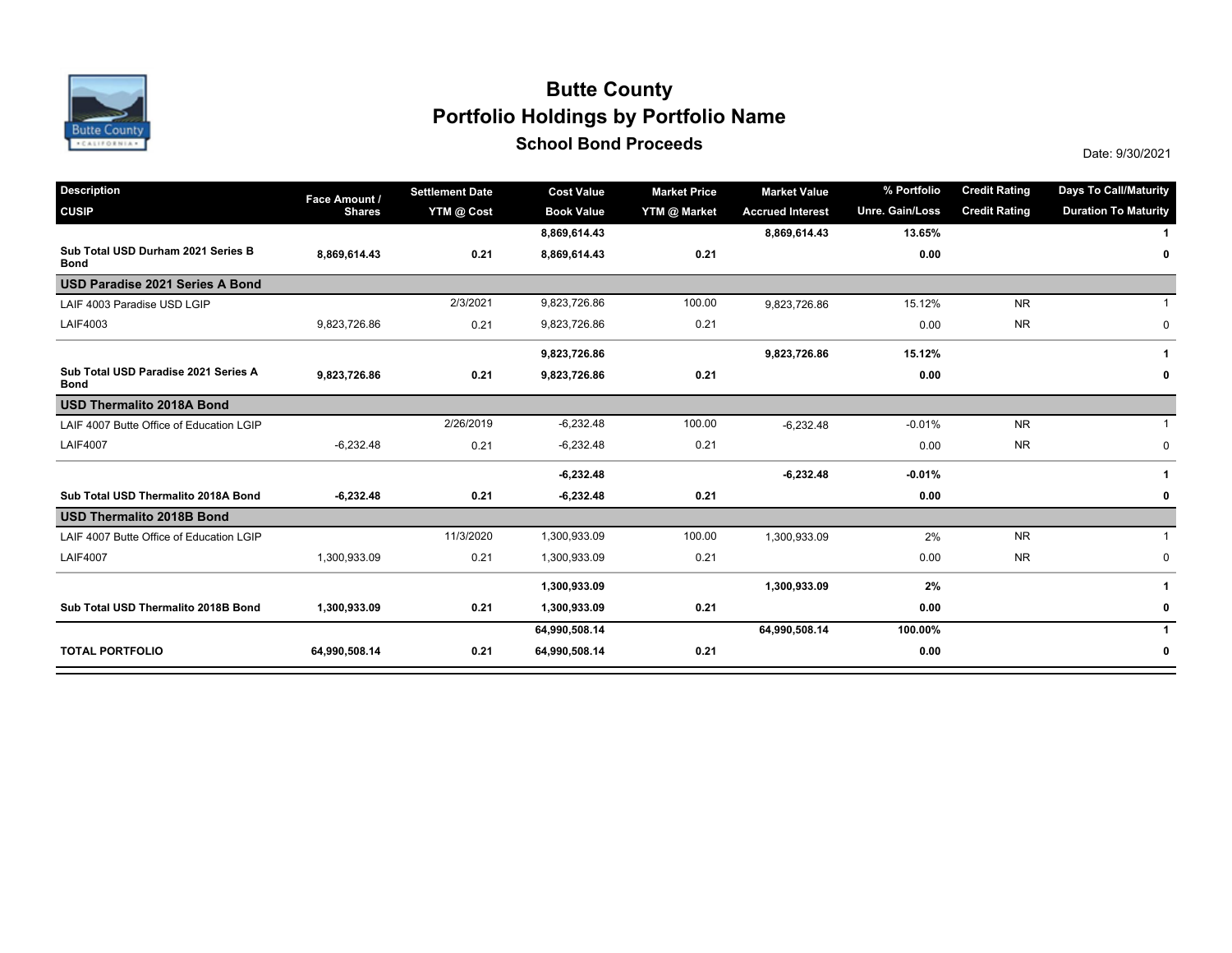# Butte County

## Portfolio Holdings by Portfolio Name

### School Bond Proceeds

Date: 9/30/2021

| Description<br>CUSIP | Face Amount / Shares | Settlement Date<br>YTM @ Cost | Cost Value<br>Book Value | Market Price<br>YTM @ Market | Market Value<br>Accrued Interest | % Portfolio<br>Unre. Gain/Loss | Credit Rating<br>Credit Rating | Days To Call/Maturity<br>Duration To Maturity |
|---|---|---|---|---|---|---|---|---|
| | | | **8,869,614.43** | | **8,869,614.43** | **13.65%** | | **1** |
| **Sub Total USD Durham 2021 Series B Bond** | **8,869,614.43** | **0.21** | **8,869,614.43** | **0.21** | | **0.00** | | **0** |
| **USD Paradise 2021 Series A Bond** | | | | | | | | |
| LAIF 4003 Paradise USD LGIP | | 2/3/2021 | 9,823,726.86 | 100.00 | 9,823,726.86 | 15.12% | NR | 1 |
| LAIF4003 | 9,823,726.86 | 0.21 | 9,823,726.86 | 0.21 | | 0.00 | NR | 0 |
| | | | **9,823,726.86** | | **9,823,726.86** | **15.12%** | | **1** |
| **Sub Total USD Paradise 2021 Series A Bond** | **9,823,726.86** | **0.21** | **9,823,726.86** | **0.21** | | **0.00** | | **0** |
| **USD Thermalito 2018A Bond** | | | | | | | | |
| LAIF 4007 Butte Office of Education LGIP | | 2/26/2019 | -6,232.48 | 100.00 | -6,232.48 | -0.01% | NR | 1 |
| LAIF4007 | -6,232.48 | 0.21 | -6,232.48 | 0.21 | | 0.00 | NR | 0 |
| | | | **-6,232.48** | | **-6,232.48** | **-0.01%** | | **1** |
| **Sub Total USD Thermalito 2018A Bond** | **-6,232.48** | **0.21** | **-6,232.48** | **0.21** | | **0.00** | | **0** |
| **USD Thermalito 2018B Bond** | | | | | | | | |
| LAIF 4007 Butte Office of Education LGIP | | 11/3/2020 | 1,300,933.09 | 100.00 | 1,300,933.09 | 2% | NR | 1 |
| LAIF4007 | 1,300,933.09 | 0.21 | 1,300,933.09 | 0.21 | | 0.00 | NR | 0 |
| | | | **1,300,933.09** | | **1,300,933.09** | **2%** | | **1** |
| **Sub Total USD Thermalito 2018B Bond** | **1,300,933.09** | **0.21** | **1,300,933.09** | **0.21** | | **0.00** | | **0** |
| | | | **64,990,508.14** | | **64,990,508.14** | **100.00%** | | **1** |
| **TOTAL PORTFOLIO** | **64,990,508.14** | **0.21** | **64,990,508.14** | **0.21** | | **0.00** | | **0** |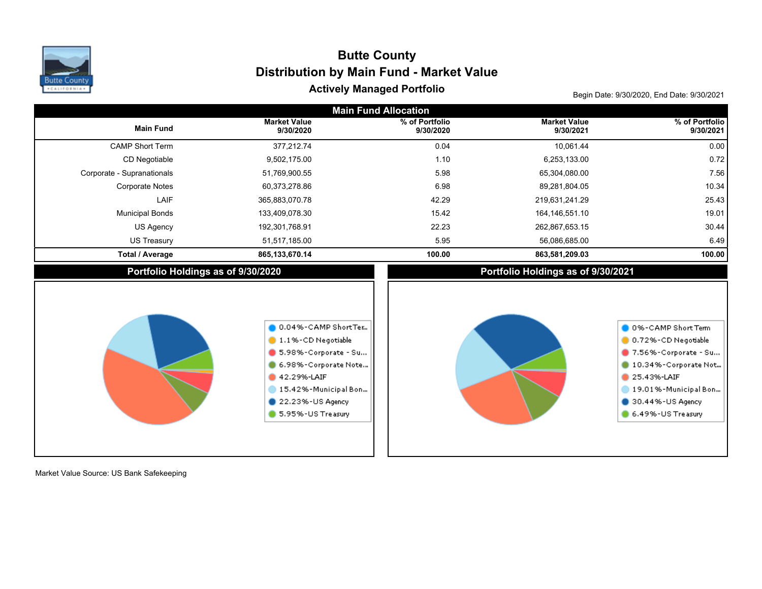# Butte County

## Distribution by Main Fund - Market Value

### Actively Managed Portfolio

Begin Date: 9/30/2020, End Date: 9/30/2021

**Main Fund Allocation**

| Main Fund | Market Value 9/30/2020 | % of Portfolio 9/30/2020 | Market Value 9/30/2021 | % of Portfolio 9/30/2021 |
|---|---|---|---|---|
| CAMP Short Term | 377,212.74 | 0.04 | 10,061.44 | 0.00 |
| CD Negotiable | 9,502,175.00 | 1.10 | 6,253,133.00 | 0.72 |
| Corporate - Supranationals | 51,769,900.55 | 5.98 | 65,304,080.00 | 7.56 |
| Corporate Notes | 60,373,278.86 | 6.98 | 89,281,804.05 | 10.34 |
| LAIF | 365,883,070.78 | 42.29 | 219,631,241.29 | 25.43 |
| Municipal Bonds | 133,409,078.30 | 15.42 | 164,146,551.10 | 19.01 |
| US Agency | 192,301,768.91 | 22.23 | 262,867,653.15 | 30.44 |
| US Treasury | 51,517,185.00 | 5.95 | 56,086,685.00 | 6.49 |
| **Total / Average** | **865,133,670.14** | **100.00** | **863,581,209.03** | **100.00** |

**Portfolio Holdings as of 9/30/2020**

- 0.04%-CAMP Short Ter...
- 1.1%-CD Negotiable
- 5.98%-Corporate - Su...
- 6.98%-Corporate Note...
- 42.29%-LAIF
- 15.42%-Municipal Bon...
- 22.23%-US Agency
- 5.95%-US Treasury

**Portfolio Holdings as of 9/30/2021**

- 0%-CAMP Short Term
- 0.72%-CD Negotiable
- 7.56%-Corporate - Su...
- 10.34%-Corporate Not...
- 25.43%-LAIF
- 19.01%-Municipal Bon...
- 30.44%-US Agency
- 6.49%-US Treasury

Market Value Source: US Bank Safekeeping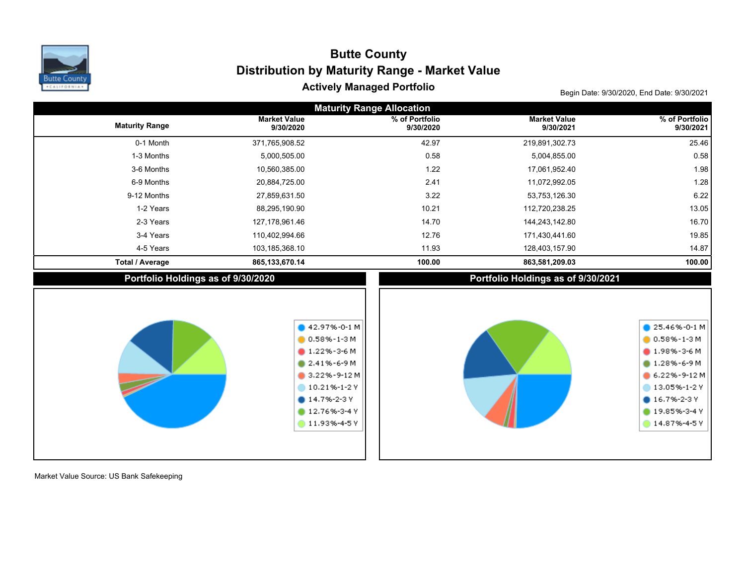# Butte County

## Distribution by Maturity Range - Market Value

### Actively Managed Portfolio

Begin Date: 9/30/2020, End Date: 9/30/2021

**Maturity Range Allocation**

| Maturity Range | Market Value 9/30/2020 | % of Portfolio 9/30/2020 | Market Value 9/30/2021 | % of Portfolio 9/30/2021 |
|---|---|---|---|---|
| 0-1 Month | 371,765,908.52 | 42.97 | 219,891,302.73 | 25.46 |
| 1-3 Months | 5,000,505.00 | 0.58 | 5,004,855.00 | 0.58 |
| 3-6 Months | 10,560,385.00 | 1.22 | 17,061,952.40 | 1.98 |
| 6-9 Months | 20,884,725.00 | 2.41 | 11,072,992.05 | 1.28 |
| 9-12 Months | 27,859,631.50 | 3.22 | 53,753,126.30 | 6.22 |
| 1-2 Years | 88,295,190.90 | 10.21 | 112,720,238.25 | 13.05 |
| 2-3 Years | 127,178,961.46 | 14.70 | 144,243,142.80 | 16.70 |
| 3-4 Years | 110,402,994.66 | 12.76 | 171,430,441.60 | 19.85 |
| 4-5 Years | 103,185,368.10 | 11.93 | 128,403,157.90 | 14.87 |
| **Total / Average** | **865,133,670.14** | **100.00** | **863,581,209.03** | **100.00** |

**Portfolio Holdings as of 9/30/2020**

- 42.97%-0-1 M
- 0.58%-1-3 M
- 1.22%-3-6 M
- 2.41%-6-9 M
- 3.22%-9-12 M
- 10.21%-1-2 Y
- 14.7%-2-3 Y
- 12.76%-3-4 Y
- 11.93%-4-5 Y

**Portfolio Holdings as of 9/30/2021**

- 25.46%-0-1 M
- 0.58%-1-3 M
- 1.98%-3-6 M
- 1.28%-6-9 M
- 6.22%-9-12 M
- 13.05%-1-2 Y
- 16.7%-2-3 Y
- 19.85%-3-4 Y
- 14.87%-4-5 Y

Market Value Source: US Bank Safekeeping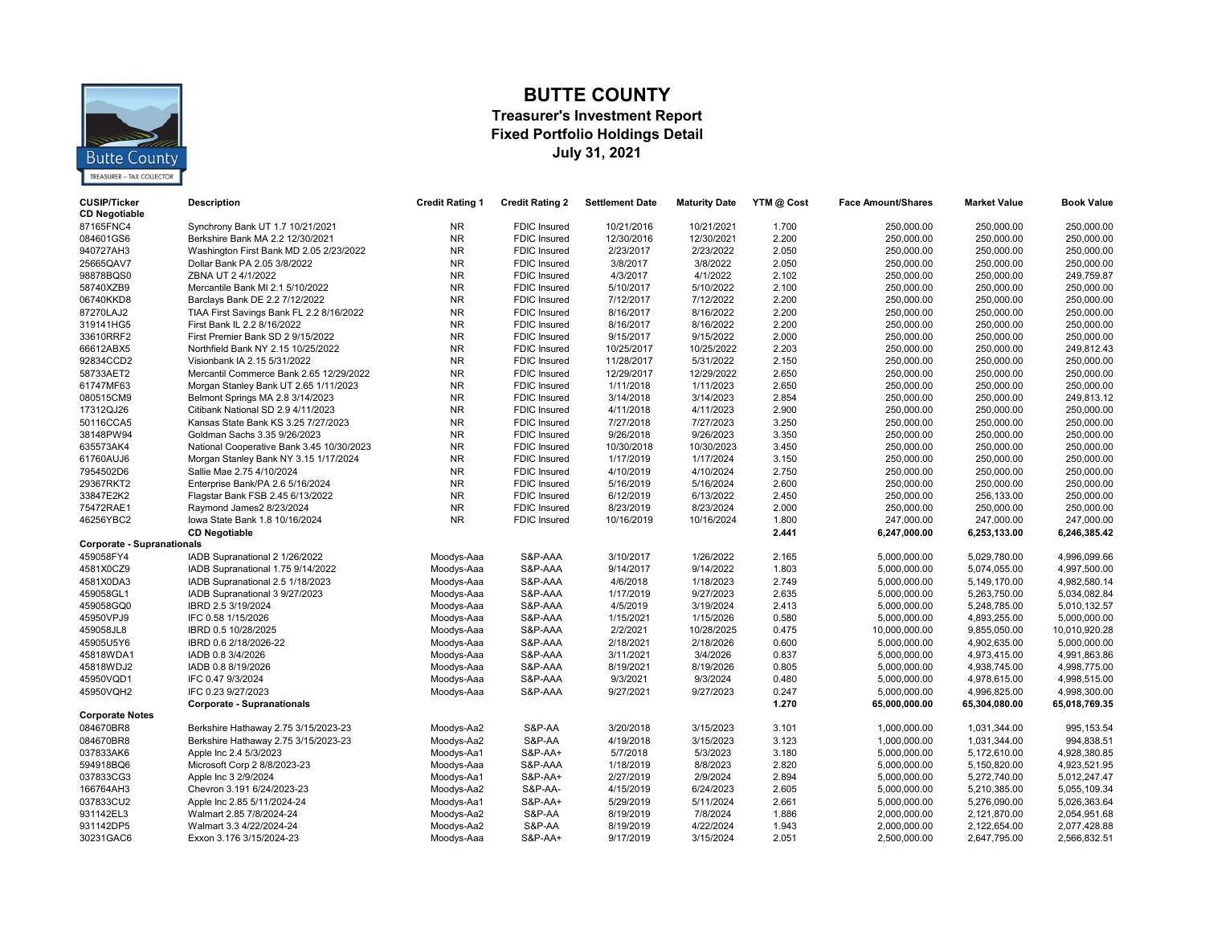# BUTTE COUNTY

## Treasurer's Investment Report
## Fixed Portfolio Holdings Detail
## July 31, 2021

| CUSIP/Ticker | Description | Credit Rating 1 | Credit Rating 2 | Settlement Date | Maturity Date | YTM @ Cost | Face Amount/Shares | Market Value | Book Value |
|---|---|---|---|---|---|---|---|---|---|
| **CD Negotiable** | | | | | | | | | |
| 87165FNC4 | Synchrony Bank UT 1.7 10/21/2021 | NR | FDIC Insured | 10/21/2016 | 10/21/2021 | 1.700 | 250,000.00 | 250,000.00 | 250,000.00 |
| 084601GS6 | Berkshire Bank MA 2.2 12/30/2021 | NR | FDIC Insured | 12/30/2016 | 12/30/2021 | 2.200 | 250,000.00 | 250,000.00 | 250,000.00 |
| 940727AH3 | Washington First Bank MD 2.05 2/23/2022 | NR | FDIC Insured | 2/23/2017 | 2/23/2022 | 2.050 | 250,000.00 | 250,000.00 | 250,000.00 |
| 25665QAV7 | Dollar Bank PA 2.05 3/8/2022 | NR | FDIC Insured | 3/8/2017 | 3/8/2022 | 2.050 | 250,000.00 | 250,000.00 | 250,000.00 |
| 98878BQS0 | ZBNA UT 2 4/1/2022 | NR | FDIC Insured | 4/3/2017 | 4/1/2022 | 2.102 | 250,000.00 | 250,000.00 | 249,759.87 |
| 58740XZB9 | Mercantile Bank MI 2.1 5/10/2022 | NR | FDIC Insured | 5/10/2017 | 5/10/2022 | 2.100 | 250,000.00 | 250,000.00 | 250,000.00 |
| 06740KKD8 | Barclays Bank DE 2.2 7/12/2022 | NR | FDIC Insured | 7/12/2017 | 7/12/2022 | 2.200 | 250,000.00 | 250,000.00 | 250,000.00 |
| 87270LAJ2 | TIAA First Savings Bank FL 2.2 8/16/2022 | NR | FDIC Insured | 8/16/2017 | 8/16/2022 | 2.200 | 250,000.00 | 250,000.00 | 250,000.00 |
| 319141HG5 | First Bank IL 2.2 8/16/2022 | NR | FDIC Insured | 8/16/2017 | 8/16/2022 | 2.200 | 250,000.00 | 250,000.00 | 250,000.00 |
| 33610RRF2 | First Premier Bank SD 2 9/15/2022 | NR | FDIC Insured | 9/15/2017 | 9/15/2022 | 2.000 | 250,000.00 | 250,000.00 | 250,000.00 |
| 66612ABX5 | Northfield Bank NY 2.15 10/25/2022 | NR | FDIC Insured | 10/25/2017 | 10/25/2022 | 2.203 | 250,000.00 | 250,000.00 | 249,812.43 |
| 92834CCD2 | Visionbank IA 2.15 5/31/2022 | NR | FDIC Insured | 11/28/2017 | 5/31/2022 | 2.150 | 250,000.00 | 250,000.00 | 250,000.00 |
| 58733AET2 | Mercantil Commerce Bank 2.65 12/29/2022 | NR | FDIC Insured | 12/29/2017 | 12/29/2022 | 2.650 | 250,000.00 | 250,000.00 | 250,000.00 |
| 61747MF63 | Morgan Stanley Bank UT 2.65 1/11/2023 | NR | FDIC Insured | 1/11/2018 | 1/11/2023 | 2.650 | 250,000.00 | 250,000.00 | 250,000.00 |
| 080515CM9 | Belmont Springs MA 2.8 3/14/2023 | NR | FDIC Insured | 3/14/2018 | 3/14/2023 | 2.854 | 250,000.00 | 250,000.00 | 249,813.12 |
| 17312QJ26 | Citibank National SD 2.9 4/11/2023 | NR | FDIC Insured | 4/11/2018 | 4/11/2023 | 2.900 | 250,000.00 | 250,000.00 | 250,000.00 |
| 50116CCA5 | Kansas State Bank KS 3.25 7/27/2023 | NR | FDIC Insured | 7/27/2018 | 7/27/2023 | 3.250 | 250,000.00 | 250,000.00 | 250,000.00 |
| 38148PW94 | Goldman Sachs 3.35 9/26/2023 | NR | FDIC Insured | 9/26/2018 | 9/26/2023 | 3.350 | 250,000.00 | 250,000.00 | 250,000.00 |
| 635573AK4 | National Cooperative Bank 3.45 10/30/2023 | NR | FDIC Insured | 10/30/2018 | 10/30/2023 | 3.450 | 250,000.00 | 250,000.00 | 250,000.00 |
| 61760AUJ6 | Morgan Stanley Bank NY 3.15 1/17/2024 | NR | FDIC Insured | 1/17/2019 | 1/17/2024 | 3.150 | 250,000.00 | 250,000.00 | 250,000.00 |
| 7954502D6 | Sallie Mae 2.75 4/10/2024 | NR | FDIC Insured | 4/10/2019 | 4/10/2024 | 2.750 | 250,000.00 | 250,000.00 | 250,000.00 |
| 29367RKT2 | Enterprise Bank/PA 2.6 5/16/2024 | NR | FDIC Insured | 5/16/2019 | 5/16/2024 | 2.600 | 250,000.00 | 250,000.00 | 250,000.00 |
| 33847E2K2 | Flagstar Bank FSB 2.45 6/13/2022 | NR | FDIC Insured | 6/12/2019 | 6/13/2022 | 2.450 | 250,000.00 | 256,133.00 | 250,000.00 |
| 75472RAE1 | Raymond James2 8/23/2024 | NR | FDIC Insured | 8/23/2019 | 8/23/2024 | 2.000 | 250,000.00 | 250,000.00 | 250,000.00 |
| 46256YBC2 | Iowa State Bank 1.8 10/16/2024 | NR | FDIC Insured | 10/16/2019 | 10/16/2024 | 1.800 | 247,000.00 | 247,000.00 | 247,000.00 |
| | **CD Negotiable** | | | | | **2.441** | **6,247,000.00** | **6,253,133.00** | **6,246,385.42** |
| **Corporate - Supranationals** | | | | | | | | | |
| 459058FY4 | IADB Supranational 2 1/26/2022 | Moodys-Aaa | S&P-AAA | 3/10/2017 | 1/26/2022 | 2.165 | 5,000,000.00 | 5,029,780.00 | 4,996,099.66 |
| 4581X0CZ9 | IADB Supranational 1.75 9/14/2022 | Moodys-Aaa | S&P-AAA | 9/14/2017 | 9/14/2022 | 1.803 | 5,000,000.00 | 5,074,055.00 | 4,997,500.00 |
| 4581X0DA3 | IADB Supranational 2.5 1/18/2023 | Moodys-Aaa | S&P-AAA | 4/6/2018 | 1/18/2023 | 2.749 | 5,000,000.00 | 5,149,170.00 | 4,982,580.14 |
| 459058GL1 | IADB Supranational 3 9/27/2023 | Moodys-Aaa | S&P-AAA | 1/17/2019 | 9/27/2023 | 2.635 | 5,000,000.00 | 5,263,750.00 | 5,034,082.84 |
| 459058GQ0 | IBRD 2.5 3/19/2024 | Moodys-Aaa | S&P-AAA | 4/5/2019 | 3/19/2024 | 2.413 | 5,000,000.00 | 5,248,785.00 | 5,010,132.57 |
| 45950VPJ9 | IFC 0.58 1/15/2026 | Moodys-Aaa | S&P-AAA | 1/15/2021 | 1/15/2026 | 0.580 | 5,000,000.00 | 4,893,255.00 | 5,000,000.00 |
| 459058JL8 | IBRD 0.5 10/28/2025 | Moodys-Aaa | S&P-AAA | 2/2/2021 | 10/28/2025 | 0.475 | 10,000,000.00 | 9,855,050.00 | 10,010,920.28 |
| 45905U5Y6 | IBRD 0.6 2/18/2026-22 | Moodys-Aaa | S&P-AAA | 2/18/2021 | 2/18/2026 | 0.600 | 5,000,000.00 | 4,902,635.00 | 5,000,000.00 |
| 45818WDA1 | IADB 0.8 3/4/2026 | Moodys-Aaa | S&P-AAA | 3/11/2021 | 3/4/2026 | 0.837 | 5,000,000.00 | 4,973,415.00 | 4,991,863.86 |
| 45818WDJ2 | IADB 0.8 8/19/2026 | Moodys-Aaa | S&P-AAA | 8/19/2021 | 8/19/2026 | 0.805 | 5,000,000.00 | 4,938,745.00 | 4,998,775.00 |
| 45950VQD1 | IFC 0.47 9/3/2024 | Moodys-Aaa | S&P-AAA | 9/3/2021 | 9/3/2024 | 0.480 | 5,000,000.00 | 4,978,615.00 | 4,998,515.00 |
| 45950VQH2 | IFC 0.23 9/27/2023 | Moodys-Aaa | S&P-AAA | 9/27/2021 | 9/27/2023 | 0.247 | 5,000,000.00 | 4,996,825.00 | 4,998,300.00 |
| | **Corporate - Supranationals** | | | | | **1.270** | **65,000,000.00** | **65,304,080.00** | **65,018,769.35** |
| **Corporate Notes** | | | | | | | | | |
| 084670BR8 | Berkshire Hathaway 2.75 3/15/2023-23 | Moodys-Aa2 | S&P-AA | 3/20/2018 | 3/15/2023 | 3.101 | 1,000,000.00 | 1,031,344.00 | 995,153.54 |
| 084670BR8 | Berkshire Hathaway 2.75 3/15/2023-23 | Moodys-Aa2 | S&P-AA | 4/19/2018 | 3/15/2023 | 3.123 | 1,000,000.00 | 1,031,344.00 | 994,838.51 |
| 037833AK6 | Apple Inc 2.4 5/3/2023 | Moodys-Aa1 | S&P-AA+ | 5/7/2018 | 5/3/2023 | 3.180 | 5,000,000.00 | 5,172,610.00 | 4,928,380.85 |
| 594918BQ6 | Microsoft Corp 2 8/8/2023-23 | Moodys-Aaa | S&P-AAA | 1/18/2019 | 8/8/2023 | 2.820 | 5,000,000.00 | 5,150,820.00 | 4,923,521.95 |
| 037833CG3 | Apple Inc 3 2/9/2024 | Moodys-Aa1 | S&P-AA+ | 2/27/2019 | 2/9/2024 | 2.894 | 5,000,000.00 | 5,272,740.00 | 5,012,247.47 |
| 166764AH3 | Chevron 3.191 6/24/2023-23 | Moodys-Aa2 | S&P-AA- | 4/15/2019 | 6/24/2023 | 2.605 | 5,000,000.00 | 5,210,385.00 | 5,055,109.34 |
| 037833CU2 | Apple Inc 2.85 5/11/2024-24 | Moodys-Aa1 | S&P-AA+ | 5/29/2019 | 5/11/2024 | 2.661 | 5,000,000.00 | 5,276,090.00 | 5,026,363.64 |
| 931142EL3 | Walmart 2.85 7/8/2024-24 | Moodys-Aa2 | S&P-AA | 8/19/2019 | 7/8/2024 | 1.886 | 2,000,000.00 | 2,121,870.00 | 2,054,951.68 |
| 931142DP5 | Walmart 3.3 4/22/2024-24 | Moodys-Aa2 | S&P-AA | 8/19/2019 | 4/22/2024 | 1.943 | 2,000,000.00 | 2,122,654.00 | 2,077,428.88 |
| 30231GAC6 | Exxon 3.176 3/15/2024-23 | Moodys-Aaa | S&P-AA+ | 9/17/2019 | 3/15/2024 | 2.051 | 2,500,000.00 | 2,647,795.00 | 2,566,832.51 |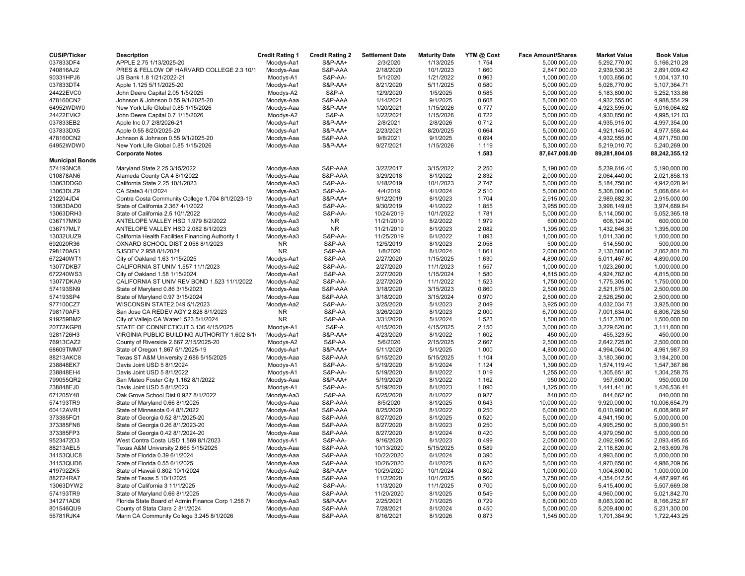| CUSIP/Ticker | Description | Credit Rating 1 | Credit Rating 2 | Settlement Date | Maturity Date | YTM @ Cost | Face Amount/Shares | Market Value | Book Value |
|---|---|---|---|---|---|---|---|---|---|
| 037833DF4 | APPLE 2.75 1/13/2025-20 | Moodys-Aa1 | S&P-AA+ | 2/3/2020 | 1/13/2025 | 1.754 | 5,000,000.00 | 5,292,770.00 | 5,166,210.28 |
| 740816AJ2 | PRES & FELLOW OF HARVARD COLLEGE 2.3 10/1 | Moodys-Aaa | S&P-AAA | 2/18/2020 | 10/1/2023 | 1.660 | 2,847,000.00 | 2,939,530.35 | 2,891,009.42 |
| 90331HPJ6 | US Bank 1.8 1/21/2022-21 | Moodys-A1 | S&P-AA- | 5/1/2020 | 1/21/2022 | 0.963 | 1,000,000.00 | 1,003,656.00 | 1,004,137.10 |
| 037833DT4 | Apple 1.125 5/11/2025-20 | Moodys-Aa1 | S&P-AA+ | 8/21/2020 | 5/11/2025 | 0.580 | 5,000,000.00 | 5,028,770.00 | 5,107,364.71 |
| 24422EVC0 | John Deere Capital 2.05 1/5/2025 | Moodys-A2 | S&P-A | 12/9/2020 | 1/5/2025 | 0.585 | 5,000,000.00 | 5,183,800.00 | 5,252,133.86 |
| 478160CN2 | Johnson & Johnson 0.55 9/1/2025-20 | Moodys-Aaa | S&P-AAA | 1/14/2021 | 9/1/2025 | 0.608 | 5,000,000.00 | 4,932,555.00 | 4,988,554.29 |
| 64952WDW0 | New York Life Global 0.85 1/15/2026 | Moodys-Aaa | S&P-AA+ | 1/20/2021 | 1/15/2026 | 0.777 | 5,000,000.00 | 4,923,595.00 | 5,016,064.62 |
| 24422EVK2 | John Deere Capital 0.7 1/15/2026 | Moodys-A2 | S&P-A | 1/22/2021 | 1/15/2026 | 0.722 | 5,000,000.00 | 4,930,850.00 | 4,995,121.03 |
| 037833EB2 | Apple Inc 0.7 2/8/2026-21 | Moodys-Aa1 | S&P-AA+ | 2/8/2021 | 2/8/2026 | 0.712 | 5,000,000.00 | 4,935,915.00 | 4,997,354.00 |
| 037833DX5 | Apple 0.55 8/20/2025-20 | Moodys-Aa1 | S&P-AA+ | 2/23/2021 | 8/20/2025 | 0.664 | 5,000,000.00 | 4,921,145.00 | 4,977,558.44 |
| 478160CN2 | Johnson & Johnson 0.55 9/1/2025-20 | Moodys-Aaa | S&P-AAA | 9/8/2021 | 9/1/2025 | 0.694 | 5,000,000.00 | 4,932,555.00 | 4,971,750.00 |
| 64952WDW0 | New York Life Global 0.85 1/15/2026 | Moodys-Aaa | S&P-AA+ | 9/27/2021 | 1/15/2026 | 1.119 | 5,300,000.00 | 5,219,010.70 | 5,240,269.00 |
| | **Corporate Notes** | | | | | **1.583** | **87,647,000.00** | **89,281,804.05** | **88,242,355.12** |
| **Municipal Bonds** | | | | | | | | | |
| 574193NC8 | Maryland State 2.25 3/15/2022 | Moodys-Aaa | S&P-AAA | 3/22/2017 | 3/15/2022 | 2.250 | 5,190,000.00 | 5,239,616.40 | 5,190,000.00 |
| 010878AN6 | Alameda County CA 4 8/1/2022 | Moodys-Aaa | S&P-AAA | 3/29/2018 | 8/1/2022 | 2.832 | 2,000,000.00 | 2,064,440.00 | 2,021,858.13 |
| 13063DDG0 | California State 2.25 10/1/2023 | Moodys-Aa3 | S&P-AA- | 1/18/2019 | 10/1/2023 | 2.747 | 5,000,000.00 | 5,184,750.00 | 4,942,028.94 |
| 13063DLZ9 | CA State3 4/1/2024 | Moodys-Aa3 | S&P-AA- | 4/4/2019 | 4/1/2024 | 2.510 | 5,000,000.00 | 5,308,000.00 | 5,068,664.44 |
| 212204JD4 | Contra Costa Community College 1.704 8/1/2023-19 | Moodys-Aa1 | S&P-AA+ | 9/12/2019 | 8/1/2023 | 1.704 | 2,915,000.00 | 2,989,682.30 | 2,915,000.00 |
| 13063DAD0 | State of California 2.367 4/1/2022 | Moodys-Aa3 | S&P-AA- | 9/30/2019 | 4/1/2022 | 1.855 | 3,955,000.00 | 3,998,149.05 | 3,974,689.84 |
| 13063DRH3 | State of California 2.5 10/1/2022 | Moodys-Aa2 | S&P-AA- | 10/24/2019 | 10/1/2022 | 1.781 | 5,000,000.00 | 5,114,050.00 | 5,052,365.18 |
| 036717MK9 | ANTELOPE VALLEY HSD 1.979 8/2/2022 | Moodys-Aa3 | NR | 11/21/2019 | 8/2/2022 | 1.979 | 600,000.00 | 608,124.00 | 600,000.00 |
| 036717ML7 | ANTELOPE VALLEY HSD 2.082 8/1/2023 | Moodys-Aa3 | NR | 11/21/2019 | 8/1/2023 | 2.082 | 1,395,000.00 | 1,432,846.35 | 1,395,000.00 |
| 13032UUZ9 | California Health Facilities Financing Authority 1 | Moodys-Aa3 | S&P-AA- | 11/25/2019 | 6/1/2022 | 1.893 | 1,000,000.00 | 1,011,330.00 | 1,000,000.00 |
| 692020R36 | OXNARD SCHOOL DIST 2.058 8/1/2023 | NR | S&P-AA | 12/5/2019 | 8/1/2023 | 2.058 | 500,000.00 | 514,550.00 | 500,000.00 |
| 798170AG1 | SJSDEV 2.958 8/1/2024 | NR | S&P-AA | 1/8/2020 | 8/1/2024 | 1.861 | 2,000,000.00 | 2,130,580.00 | 2,062,801.70 |
| 672240WT1 | City of Oakland 1.63 1/15/2025 | Moodys-Aa1 | S&P-AA | 2/27/2020 | 1/15/2025 | 1.630 | 4,890,000.00 | 5,011,467.60 | 4,890,000.00 |
| 13077DKB7 | CALIFORNIA ST UNIV 1.557 11/1/2023 | Moodys-Aa2 | S&P-AA- | 2/27/2020 | 11/1/2023 | 1.557 | 1,000,000.00 | 1,023,260.00 | 1,000,000.00 |
| 672240WS3 | City of Oakland 1.58 1/15/2024 | Moodys-Aa1 | S&P-AA | 2/27/2020 | 1/15/2024 | 1.580 | 4,815,000.00 | 4,924,782.00 | 4,815,000.00 |
| 13077DKA9 | CALIFORNIA ST UNIV REV BOND 1.523 11/1/2022 | Moodys-Aa2 | S&P-AA- | 2/27/2020 | 11/1/2022 | 1.523 | 1,750,000.00 | 1,775,305.00 | 1,750,000.00 |
| 574193SN9 | State of Maryland 0.86 3/15/2023 | Moodys-Aaa | S&P-AAA | 3/18/2020 | 3/15/2023 | 0.860 | 2,500,000.00 | 2,521,675.00 | 2,500,000.00 |
| 574193SP4 | State of Maryland 0.97 3/15/2024 | Moodys-Aaa | S&P-AAA | 3/18/2020 | 3/15/2024 | 0.970 | 2,500,000.00 | 2,528,250.00 | 2,500,000.00 |
| 977100CZ7 | WISCONSIN STATE2.049 5/1/2023 | Moodys-Aa2 | S&P-AA- | 3/25/2020 | 5/1/2023 | 2.049 | 3,925,000.00 | 4,032,034.75 | 3,925,000.00 |
| 798170AF3 | San Jose CA REDEV AGY 2.828 8/1/2023 | NR | S&P-AA | 3/26/2020 | 8/1/2023 | 2.000 | 6,700,000.00 | 7,001,634.00 | 6,806,728.50 |
| 919259BM2 | City of Vallejo CA Water1.523 5/1/2024 | NR | S&P-AA | 3/31/2020 | 5/1/2024 | 1.523 | 1,500,000.00 | 1,517,370.00 | 1,500,000.00 |
| 20772KGP8 | STATE OF CONNECTICUT 3.136 4/15/2025 | Moodys-A1 | S&P-A | 4/15/2020 | 4/15/2025 | 2.150 | 3,000,000.00 | 3,229,620.00 | 3,111,600.00 |
| 9281726H3 | VIRGINIA PUBLIC BUILDING AUTHORITY 1.602 8/1/ | Moodys-Aa1 | S&P-AA+ | 4/23/2020 | 8/1/2022 | 1.602 | 450,000.00 | 455,323.50 | 450,000.00 |
| 76913CAZ2 | County of Riverside 2.667 2/15/2025-20 | Moodys-A2 | S&P-AA | 5/6/2020 | 2/15/2025 | 2.667 | 2,500,000.00 | 2,642,725.00 | 2,500,000.00 |
| 68609TMM7 | State of Oregon 1.867 5/1/2025-19 | Moodys-Aa1 | S&P-AA+ | 5/11/2020 | 5/1/2025 | 1.000 | 4,800,000.00 | 4,994,064.00 | 4,961,987.93 |
| 88213AKC8 | Texas ST A&M University 2.686 5/15/2025 | Moodys-Aaa | S&P-AAA | 5/15/2020 | 5/15/2025 | 1.104 | 3,000,000.00 | 3,180,360.00 | 3,184,200.00 |
| 238848EK7 | Davis Joint USD 5 8/1/2024 | Moodys-A1 | S&P-AA- | 5/19/2020 | 8/1/2024 | 1.124 | 1,390,000.00 | 1,574,119.40 | 1,547,367.86 |
| 238848EH4 | Davis Joint USD 5 8/1/2022 | Moodys-A1 | S&P-AA- | 5/19/2020 | 8/1/2022 | 1.019 | 1,255,000.00 | 1,305,651.80 | 1,304,258.75 |
| 799055QR2 | San Mateo Foster City 1.162 8/1/2022 | Moodys-Aaa | S&P-AA+ | 5/19/2020 | 8/1/2022 | 1.162 | 950,000.00 | 957,600.00 | 950,000.00 |
| 238848EJ0 | Davis Joint USD 5 8/1/2023 | Moodys-A1 | S&P-AA- | 5/19/2020 | 8/1/2023 | 1.090 | 1,325,000.00 | 1,441,441.00 | 1,426,536.41 |
| 671205Y48 | Oak Grove School Dist 0.927 8/1/2022 | Moodys-Aa3 | S&P-AA | 6/25/2020 | 8/1/2022 | 0.927 | 840,000.00 | 844,662.00 | 840,000.00 |
| 574193TR9 | State of Maryland 0.66 8/1/2025 | Moodys-Aaa | S&P-AAA | 8/5/2020 | 8/1/2025 | 0.643 | 10,000,000.00 | 9,920,000.00 | 10,006,654.79 |
| 60412AVR1 | State of Minnesota 0.4 8/1/2022 | Moodys-Aa1 | S&P-AAA | 8/25/2020 | 8/1/2022 | 0.250 | 6,000,000.00 | 6,010,980.00 | 6,008,968.97 |
| 373385FQ1 | State of Georgia 0.52 8/1/2025-20 | Moodys-Aaa | S&P-AAA | 8/27/2020 | 8/1/2025 | 0.520 | 5,000,000.00 | 4,941,150.00 | 5,000,000.00 |
| 373385FN8 | State of Georgia 0.26 8/1/2023-20 | Moodys-Aaa | S&P-AAA | 8/27/2020 | 8/1/2023 | 0.250 | 5,000,000.00 | 4,995,250.00 | 5,000,990.51 |
| 373385FP3 | State of Georgia 0.42 8/1/2024-20 | Moodys-Aaa | S&P-AAA | 8/27/2020 | 8/1/2024 | 0.420 | 5,000,000.00 | 4,979,050.00 | 5,000,000.00 |
| 9523472D3 | West Contra Costa USD 1.569 8/1/2023 | Moodys-A1 | S&P-AA- | 9/16/2020 | 8/1/2023 | 0.499 | 2,050,000.00 | 2,092,906.50 | 2,093,495.65 |
| 88213AEL5 | Texas A&M University 2.666 5/15/2025 | Moodys-Aaa | S&P-AAA | 10/13/2020 | 5/15/2025 | 0.589 | 2,000,000.00 | 2,118,820.00 | 2,163,699.76 |
| 34153QUC8 | State of Florida 0.39 6/1/2024 | Moodys-Aaa | S&P-AAA | 10/22/2020 | 6/1/2024 | 0.390 | 5,000,000.00 | 4,993,600.00 | 5,000,000.00 |
| 34153QUD6 | State of Florida 0.55 6/1/2025 | Moodys-Aaa | S&P-AAA | 10/26/2020 | 6/1/2025 | 0.620 | 5,000,000.00 | 4,970,650.00 | 4,986,209.06 |
| 419792ZK5 | State of Hawaii 0.802 10/1/2024 | Moodys-Aa2 | S&P-AA+ | 10/29/2020 | 10/1/2024 | 0.802 | 1,000,000.00 | 1,004,800.00 | 1,000,000.00 |
| 882724RA7 | State of Texas 5 10/1/2025 | Moodys-Aaa | S&P-AAA | 11/2/2020 | 10/1/2025 | 0.560 | 3,750,000.00 | 4,354,012.50 | 4,487,997.46 |
| 13063DYW2 | State of California 3 11/1/2025 | Moodys-Aa2 | S&P-AA- | 11/3/2020 | 11/1/2025 | 0.700 | 5,000,000.00 | 5,415,400.00 | 5,507,669.08 |
| 574193TR9 | State of Maryland 0.66 8/1/2025 | Moodys-Aaa | S&P-AAA | 11/20/2020 | 8/1/2025 | 0.549 | 5,000,000.00 | 4,960,000.00 | 5,021,842.70 |
| 341271AD6 | Florida State Board of Admin Finance Corp 1.258 7/ | Moodys-Aa3 | S&P-AA+ | 2/25/2021 | 7/1/2025 | 0.729 | 8,000,000.00 | 8,083,920.00 | 8,166,252.87 |
| 801546QU9 | County of Stata Clara 2 8/1/2024 | Moodys-Aaa | S&P-AAA | 7/28/2021 | 8/1/2024 | 0.450 | 5,000,000.00 | 5,209,400.00 | 5,231,300.00 |
| 56781RJK4 | Marin CA Community College 3.245 8/1/2026 | Moodys-Aaa | S&P-AAA | 8/16/2021 | 8/1/2026 | 0.873 | 1,545,000.00 | 1,701,384.90 | 1,722,443.25 |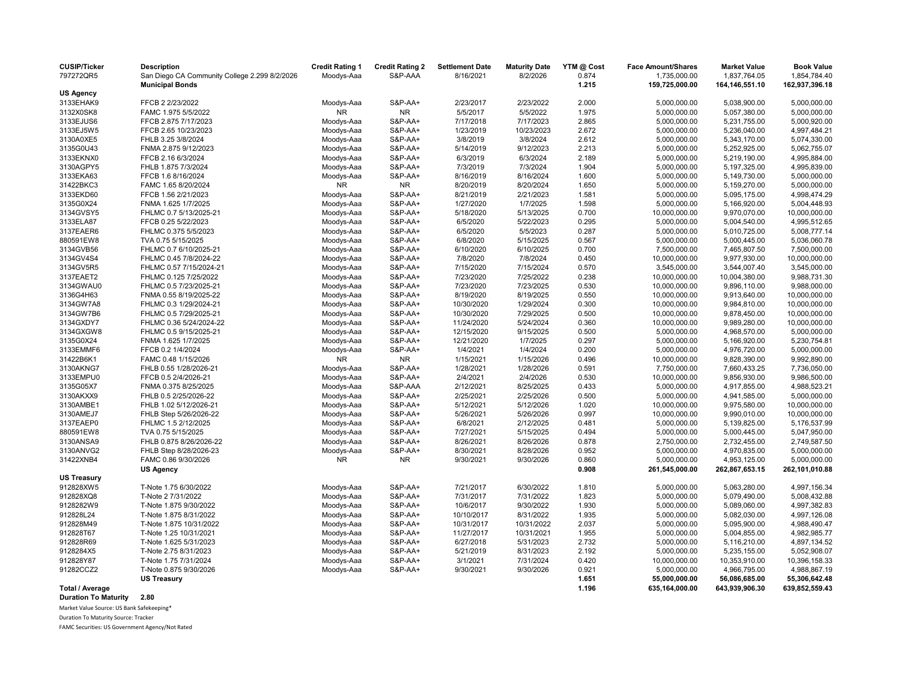| CUSIP/Ticker | Description | Credit Rating 1 | Credit Rating 2 | Settlement Date | Maturity Date | YTM @ Cost | Face Amount/Shares | Market Value | Book Value |
|---|---|---|---|---|---|---|---|---|---|
| 797272QR5 | San Diego CA Community College 2.299 8/2/2026 | Moodys-Aaa | S&P-AAA | 8/16/2021 | 8/2/2026 | 0.874 | 1,735,000.00 | 1,837,764.05 | 1,854,784.40 |
| | **Municipal Bonds** | | | | | **1.215** | **159,725,000.00** | **164,146,551.10** | **162,937,396.18** |
| **US Agency** | | | | | | | | | |
| 3133EHAK9 | FFCB 2 2/23/2022 | Moodys-Aaa | S&P-AA+ | 2/23/2017 | 2/23/2022 | 2.000 | 5,000,000.00 | 5,038,900.00 | 5,000,000.00 |
| 3132X0SK8 | FAMC 1.975 5/5/2022 | NR | NR | 5/5/2017 | 5/5/2022 | 1.975 | 5,000,000.00 | 5,057,380.00 | 5,000,000.00 |
| 3133EJUS6 | FFCB 2.875 7/17/2023 | Moodys-Aaa | S&P-AA+ | 7/17/2018 | 7/17/2023 | 2.865 | 5,000,000.00 | 5,231,755.00 | 5,000,920.00 |
| 3133EJ5W5 | FFCB 2.65 10/23/2023 | Moodys-Aaa | S&P-AA+ | 1/23/2019 | 10/23/2023 | 2.672 | 5,000,000.00 | 5,236,040.00 | 4,997,484.21 |
| 3130A0XE5 | FHLB 3.25 3/8/2024 | Moodys-Aaa | S&P-AA+ | 3/8/2019 | 3/8/2024 | 2.612 | 5,000,000.00 | 5,343,170.00 | 5,074,330.00 |
| 3135G0U43 | FNMA 2.875 9/12/2023 | Moodys-Aaa | S&P-AA+ | 5/14/2019 | 9/12/2023 | 2.213 | 5,000,000.00 | 5,252,925.00 | 5,062,755.07 |
| 3133EKNX0 | FFCB 2.16 6/3/2024 | Moodys-Aaa | S&P-AA+ | 6/3/2019 | 6/3/2024 | 2.189 | 5,000,000.00 | 5,219,190.00 | 4,995,884.00 |
| 3130AGPY5 | FHLB 1.875 7/3/2024 | Moodys-Aaa | S&P-AA+ | 7/3/2019 | 7/3/2024 | 1.904 | 5,000,000.00 | 5,197,325.00 | 4,995,839.00 |
| 3133EKA63 | FFCB 1.6 8/16/2024 | Moodys-Aaa | S&P-AA+ | 8/16/2019 | 8/16/2024 | 1.600 | 5,000,000.00 | 5,149,730.00 | 5,000,000.00 |
| 31422BKC3 | FAMC 1.65 8/20/2024 | NR | NR | 8/20/2019 | 8/20/2024 | 1.650 | 5,000,000.00 | 5,159,270.00 | 5,000,000.00 |
| 3133EKD60 | FFCB 1.56 2/21/2023 | Moodys-Aaa | S&P-AA+ | 8/21/2019 | 2/21/2023 | 1.581 | 5,000,000.00 | 5,095,175.00 | 4,998,474.29 |
| 3135G0X24 | FNMA 1.625 1/7/2025 | Moodys-Aaa | S&P-AA+ | 1/27/2020 | 1/7/2025 | 1.598 | 5,000,000.00 | 5,166,920.00 | 5,004,448.93 |
| 3134GVSY5 | FHLMC 0.7 5/13/2025-21 | Moodys-Aaa | S&P-AA+ | 5/18/2020 | 5/13/2025 | 0.700 | 10,000,000.00 | 9,970,070.00 | 10,000,000.00 |
| 3133ELA87 | FFCB 0.25 5/22/2023 | Moodys-Aaa | S&P-AA+ | 6/5/2020 | 5/22/2023 | 0.295 | 5,000,000.00 | 5,004,540.00 | 4,995,512.65 |
| 3137EAER6 | FHLMC 0.375 5/5/2023 | Moodys-Aaa | S&P-AA+ | 6/5/2020 | 5/5/2023 | 0.287 | 5,000,000.00 | 5,010,725.00 | 5,008,777.14 |
| 880591EW8 | TVA 0.75 5/15/2025 | Moodys-Aaa | S&P-AA+ | 6/8/2020 | 5/15/2025 | 0.567 | 5,000,000.00 | 5,000,445.00 | 5,036,060.78 |
| 3134GVB56 | FHLMC 0.7 6/10/2025-21 | Moodys-Aaa | S&P-AA+ | 6/10/2020 | 6/10/2025 | 0.700 | 7,500,000.00 | 7,465,807.50 | 7,500,000.00 |
| 3134GV4S4 | FHLMC 0.45 7/8/2024-22 | Moodys-Aaa | S&P-AA+ | 7/8/2020 | 7/8/2024 | 0.450 | 10,000,000.00 | 9,977,930.00 | 10,000,000.00 |
| 3134GV5R5 | FHLMC 0.57 7/15/2024-21 | Moodys-Aaa | S&P-AA+ | 7/15/2020 | 7/15/2024 | 0.570 | 3,545,000.00 | 3,544,007.40 | 3,545,000.00 |
| 3137EAET2 | FHLMC 0.125 7/25/2022 | Moodys-Aaa | S&P-AA+ | 7/23/2020 | 7/25/2022 | 0.238 | 10,000,000.00 | 10,004,380.00 | 9,988,731.30 |
| 3134GWAU0 | FHLMC 0.5 7/23/2025-21 | Moodys-Aaa | S&P-AA+ | 7/23/2020 | 7/23/2025 | 0.530 | 10,000,000.00 | 9,896,110.00 | 9,988,000.00 |
| 3136G4H63 | FNMA 0.55 8/19/2025-22 | Moodys-Aaa | S&P-AA+ | 8/19/2020 | 8/19/2025 | 0.550 | 10,000,000.00 | 9,913,640.00 | 10,000,000.00 |
| 3134GW7A8 | FHLMC 0.3 1/29/2024-21 | Moodys-Aaa | S&P-AA+ | 10/30/2020 | 1/29/2024 | 0.300 | 10,000,000.00 | 9,984,810.00 | 10,000,000.00 |
| 3134GW7B6 | FHLMC 0.5 7/29/2025-21 | Moodys-Aaa | S&P-AA+ | 10/30/2020 | 7/29/2025 | 0.500 | 10,000,000.00 | 9,878,450.00 | 10,000,000.00 |
| 3134GXDY7 | FHLMC 0.36 5/24/2024-22 | Moodys-Aaa | S&P-AA+ | 11/24/2020 | 5/24/2024 | 0.360 | 10,000,000.00 | 9,989,280.00 | 10,000,000.00 |
| 3134GXGW8 | FHLMC 0.5 9/15/2025-21 | Moodys-Aaa | S&P-AA+ | 12/15/2020 | 9/15/2025 | 0.500 | 5,000,000.00 | 4,968,570.00 | 5,000,000.00 |
| 3135G0X24 | FNMA 1.625 1/7/2025 | Moodys-Aaa | S&P-AA+ | 12/21/2020 | 1/7/2025 | 0.297 | 5,000,000.00 | 5,166,920.00 | 5,230,754.81 |
| 3133EMMF6 | FFCB 0.2 1/4/2024 | Moodys-Aaa | S&P-AA+ | 1/4/2021 | 1/4/2024 | 0.200 | 5,000,000.00 | 4,976,720.00 | 5,000,000.00 |
| 31422B6K1 | FAMC 0.48 1/15/2026 | NR | NR | 1/15/2021 | 1/15/2026 | 0.496 | 10,000,000.00 | 9,828,390.00 | 9,992,890.00 |
| 3130AKNG7 | FHLB 0.55 1/28/2026-21 | Moodys-Aaa | S&P-AA+ | 1/28/2021 | 1/28/2026 | 0.591 | 7,750,000.00 | 7,660,433.25 | 7,736,050.00 |
| 3133EMPU0 | FFCB 0.5 2/4/2026-21 | Moodys-Aaa | S&P-AA+ | 2/4/2021 | 2/4/2026 | 0.530 | 10,000,000.00 | 9,856,930.00 | 9,986,500.00 |
| 3135G05X7 | FNMA 0.375 8/25/2025 | Moodys-Aaa | S&P-AAA | 2/12/2021 | 8/25/2025 | 0.433 | 5,000,000.00 | 4,917,855.00 | 4,988,523.21 |
| 3130AKXX9 | FHLB 0.5 2/25/2026-22 | Moodys-Aaa | S&P-AA+ | 2/25/2021 | 2/25/2026 | 0.500 | 5,000,000.00 | 4,941,585.00 | 5,000,000.00 |
| 3130AMBE1 | FHLB 1.02 5/12/2026-21 | Moodys-Aaa | S&P-AA+ | 5/12/2021 | 5/12/2026 | 1.020 | 10,000,000.00 | 9,975,580.00 | 10,000,000.00 |
| 3130AMEJ7 | FHLB Step 5/26/2026-22 | Moodys-Aaa | S&P-AA+ | 5/26/2021 | 5/26/2026 | 0.997 | 10,000,000.00 | 9,990,010.00 | 10,000,000.00 |
| 3137EAEP0 | FHLMC 1.5 2/12/2025 | Moodys-Aaa | S&P-AA+ | 6/8/2021 | 2/12/2025 | 0.481 | 5,000,000.00 | 5,139,825.00 | 5,176,537.99 |
| 880591EW8 | TVA 0.75 5/15/2025 | Moodys-Aaa | S&P-AA+ | 7/27/2021 | 5/15/2025 | 0.494 | 5,000,000.00 | 5,000,445.00 | 5,047,950.00 |
| 3130ANSA9 | FHLB 0.875 8/26/2026-22 | Moodys-Aaa | S&P-AA+ | 8/26/2021 | 8/26/2026 | 0.878 | 2,750,000.00 | 2,732,455.00 | 2,749,587.50 |
| 3130ANVG2 | FHLB Step 8/28/2026-23 | Moodys-Aaa | S&P-AA+ | 8/30/2021 | 8/28/2026 | 0.952 | 5,000,000.00 | 4,970,835.00 | 5,000,000.00 |
| 31422XNB4 | FAMC 0.86 9/30/2026 | NR | NR | 9/30/2021 | 9/30/2026 | 0.860 | 5,000,000.00 | 4,953,125.00 | 5,000,000.00 |
| | **US Agency** | | | | | **0.908** | **261,545,000.00** | **262,867,653.15** | **262,101,010.88** |
| **US Treasury** | | | | | | | | | |
| 912828XW5 | T-Note 1.75 6/30/2022 | Moodys-Aaa | S&P-AA+ | 7/21/2017 | 6/30/2022 | 1.810 | 5,000,000.00 | 5,063,280.00 | 4,997,156.34 |
| 912828XQ8 | T-Note 2 7/31/2022 | Moodys-Aaa | S&P-AA+ | 7/31/2017 | 7/31/2022 | 1.823 | 5,000,000.00 | 5,079,490.00 | 5,008,432.88 |
| 9128282W9 | T-Note 1.875 9/30/2022 | Moodys-Aaa | S&P-AA+ | 10/6/2017 | 9/30/2022 | 1.930 | 5,000,000.00 | 5,089,060.00 | 4,997,382.83 |
| 912828L24 | T-Note 1.875 8/31/2022 | Moodys-Aaa | S&P-AA+ | 10/10/2017 | 8/31/2022 | 1.935 | 5,000,000.00 | 5,082,030.00 | 4,997,126.08 |
| 912828M49 | T-Note 1.875 10/31/2022 | Moodys-Aaa | S&P-AA+ | 10/31/2017 | 10/31/2022 | 2.037 | 5,000,000.00 | 5,095,900.00 | 4,988,490.47 |
| 912828T67 | T-Note 1.25 10/31/2021 | Moodys-Aaa | S&P-AA+ | 11/27/2017 | 10/31/2021 | 1.955 | 5,000,000.00 | 5,004,855.00 | 4,982,985.77 |
| 912828R69 | T-Note 1.625 5/31/2023 | Moodys-Aaa | S&P-AA+ | 6/27/2018 | 5/31/2023 | 2.732 | 5,000,000.00 | 5,116,210.00 | 4,897,134.52 |
| 9128284X5 | T-Note 2.75 8/31/2023 | Moodys-Aaa | S&P-AA+ | 5/21/2019 | 8/31/2023 | 2.192 | 5,000,000.00 | 5,235,155.00 | 5,052,908.07 |
| 912828Y87 | T-Note 1.75 7/31/2024 | Moodys-Aaa | S&P-AA+ | 3/1/2021 | 7/31/2024 | 0.420 | 10,000,000.00 | 10,353,910.00 | 10,396,158.33 |
| 91282CCZ2 | T-Note 0.875 9/30/2026 | Moodys-Aaa | S&P-AA+ | 9/30/2021 | 9/30/2026 | 0.921 | 5,000,000.00 | 4,966,795.00 | 4,988,867.19 |
| | **US Treasury** | | | | | **1.651** | **55,000,000.00** | **56,086,685.00** | **55,306,642.48** |
| **Total / Average** | | | | | | **1.196** | **635,164,000.00** | **643,939,906.30** | **639,852,559.43** |
| **Duration To Maturity** | **2.80** | | | | | | | | |

Market Value Source: US Bank Safekeeping*

Duration To Maturity Source: Tracker

FAMC Securities: US Government Agency/Not Rated